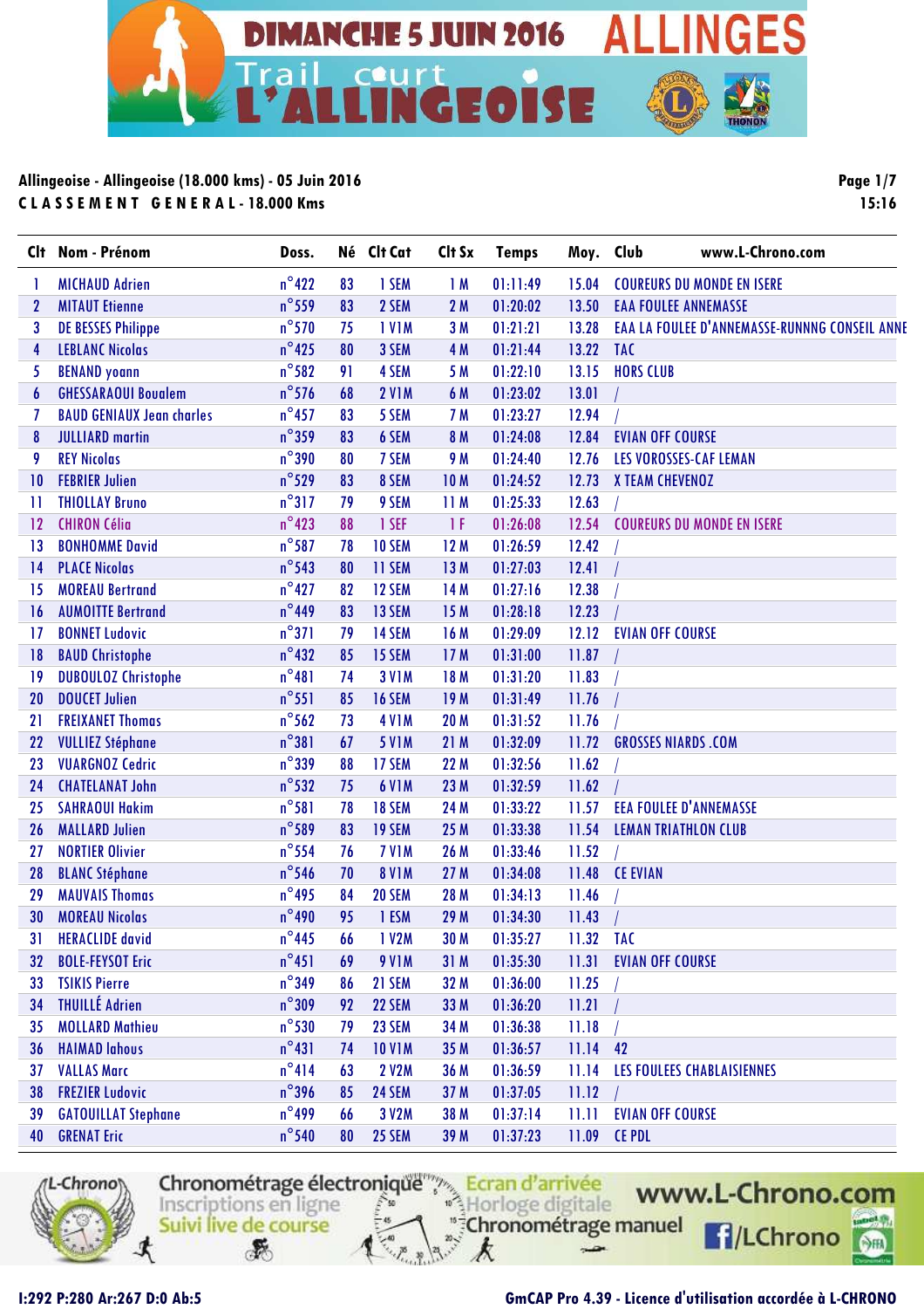# DIMANCHE 5 JUIN 2016 ALLINGES

## Trail court L'ALLINGEOISE

**Allingeoise - Allingeoise (18.000 kms) - 05 Juin 2016**

**CLASSEMENT GENERAL - 18.000 Kms**

| Clt | Nom - Prénom | Doss. | Né | Clt Cat | Clt Sx | Temps | Moy. | Club www.L-Chrono.com |
|---|---|---|---|---|---|---|---|---|
| 1 | MICHAUD Adrien | n°422 | 83 | 1 SEM | 1 M | 01:11:49 | 15.04 | COUREURS DU MONDE EN ISERE |
| 2 | MITAUT Etienne | n°559 | 83 | 2 SEM | 2 M | 01:20:02 | 13.50 | EAA FOULEE ANNEMASSE |
| 3 | DE BESSES Philippe | n°570 | 75 | 1 V1M | 3 M | 01:21:21 | 13.28 | EAA LA FOULEE D'ANNEMASSE-RUNNNG CONSEIL ANNE |
| 4 | LEBLANC Nicolas | n°425 | 80 | 3 SEM | 4 M | 01:21:44 | 13.22 | TAC |
| 5 | BENAND yoann | n°582 | 91 | 4 SEM | 5 M | 01:22:10 | 13.15 | HORS CLUB |
| 6 | GHESSARAOUI Boualem | n°576 | 68 | 2 V1M | 6 M | 01:23:02 | 13.01 | / |
| 7 | BAUD GENIAUX Jean charles | n°457 | 83 | 5 SEM | 7 M | 01:23:27 | 12.94 | / |
| 8 | JULLIARD martin | n°359 | 83 | 6 SEM | 8 M | 01:24:08 | 12.84 | EVIAN OFF COURSE |
| 9 | REY Nicolas | n°390 | 80 | 7 SEM | 9 M | 01:24:40 | 12.76 | LES VOROSSES-CAF LEMAN |
| 10 | FEBRIER Julien | n°529 | 83 | 8 SEM | 10 M | 01:24:52 | 12.73 | X TEAM CHEVENOZ |
| 11 | THIOLLAY Bruno | n°317 | 79 | 9 SEM | 11 M | 01:25:33 | 12.63 | / |
| 12 | CHIRON Célia | n°423 | 88 | 1 SEF | 1 F | 01:26:08 | 12.54 | COUREURS DU MONDE EN ISERE |
| 13 | BONHOMME David | n°587 | 78 | 10 SEM | 12 M | 01:26:59 | 12.42 | / |
| 14 | PLACE Nicolas | n°543 | 80 | 11 SEM | 13 M | 01:27:03 | 12.41 | / |
| 15 | MOREAU Bertrand | n°427 | 82 | 12 SEM | 14 M | 01:27:16 | 12.38 | / |
| 16 | AUMOITTE Bertrand | n°449 | 83 | 13 SEM | 15 M | 01:28:18 | 12.23 | / |
| 17 | BONNET Ludovic | n°371 | 79 | 14 SEM | 16 M | 01:29:09 | 12.12 | EVIAN OFF COURSE |
| 18 | BAUD Christophe | n°432 | 85 | 15 SEM | 17 M | 01:31:00 | 11.87 | / |
| 19 | DUBOULOZ Christophe | n°481 | 74 | 3 V1M | 18 M | 01:31:20 | 11.83 | / |
| 20 | DOUCET Julien | n°551 | 85 | 16 SEM | 19 M | 01:31:49 | 11.76 | / |
| 21 | FREIXANET Thomas | n°562 | 73 | 4 V1M | 20 M | 01:31:52 | 11.76 | / |
| 22 | VULLIEZ Stéphane | n°381 | 67 | 5 V1M | 21 M | 01:32:09 | 11.72 | GROSSES NIARDS .COM |
| 23 | VUARGNOZ Cedric | n°339 | 88 | 17 SEM | 22 M | 01:32:56 | 11.62 | / |
| 24 | CHATELANAT John | n°532 | 75 | 6 V1M | 23 M | 01:32:59 | 11.62 | / |
| 25 | SAHRAOUI Hakim | n°581 | 78 | 18 SEM | 24 M | 01:33:22 | 11.57 | EEA FOULEE D'ANNEMASSE |
| 26 | MALLARD Julien | n°589 | 83 | 19 SEM | 25 M | 01:33:38 | 11.54 | LEMAN TRIATHLON CLUB |
| 27 | NORTIER Olivier | n°554 | 76 | 7 V1M | 26 M | 01:33:46 | 11.52 | / |
| 28 | BLANC Stéphane | n°546 | 70 | 8 V1M | 27 M | 01:34:08 | 11.48 | CE EVIAN |
| 29 | MAUVAIS Thomas | n°495 | 84 | 20 SEM | 28 M | 01:34:13 | 11.46 | / |
| 30 | MOREAU Nicolas | n°490 | 95 | 1 ESM | 29 M | 01:34:30 | 11.43 | / |
| 31 | HERACLIDE david | n°445 | 66 | 1 V2M | 30 M | 01:35:27 | 11.32 | TAC |
| 32 | BOLE-FEYSOT Eric | n°451 | 69 | 9 V1M | 31 M | 01:35:30 | 11.31 | EVIAN OFF COURSE |
| 33 | TSIKIS Pierre | n°349 | 86 | 21 SEM | 32 M | 01:36:00 | 11.25 | / |
| 34 | THUILLÉ Adrien | n°309 | 92 | 22 SEM | 33 M | 01:36:20 | 11.21 | / |
| 35 | MOLLARD Mathieu | n°530 | 79 | 23 SEM | 34 M | 01:36:38 | 11.18 | / |
| 36 | HAIMAD lahous | n°431 | 74 | 10 V1M | 35 M | 01:36:57 | 11.14 | 42 |
| 37 | VALLAS Marc | n°414 | 63 | 2 V2M | 36 M | 01:36:59 | 11.14 | LES FOULEES CHABLAISIENNES |
| 38 | FREZIER Ludovic | n°396 | 85 | 24 SEM | 37 M | 01:37:05 | 11.12 | / |
| 39 | GATOUILLAT Stephane | n°499 | 66 | 3 V2M | 38 M | 01:37:14 | 11.11 | EVIAN OFF COURSE |
| 40 | GRENAT Eric | n°540 | 80 | 25 SEM | 39 M | 01:37:23 | 11.09 | CE PDL |

I:292 P:280 Ar:267 D:0 Ab:5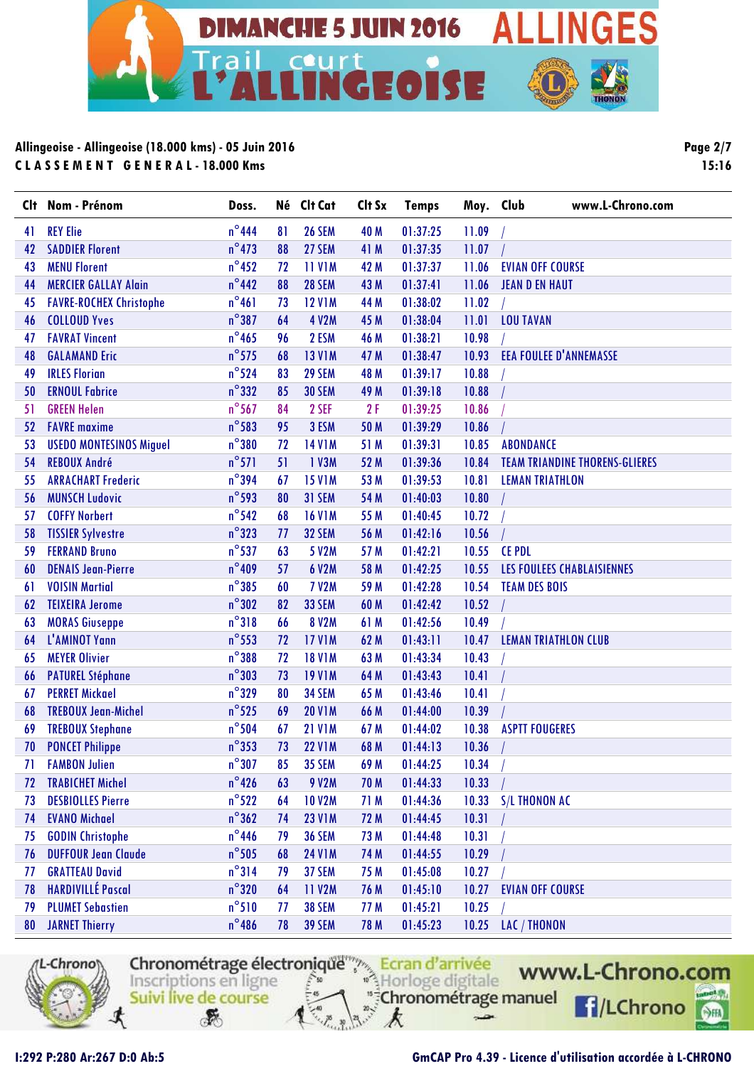DIMANCHE 5 JUIN 2016 ALLINGES

Trail court L'ALLINGEOISE

**Allingeoise - Allingeoise (18.000 kms) - 05 Juin 2016**

**C L A S S E M E N T   G E N E R A L - 18.000 Kms**

| Clt | Nom - Prénom | Doss. | Né | Clt Cat | Clt Sx | Temps | Moy. | Club | www.L-Chrono.com |
|---|---|---|---|---|---|---|---|---|---|
| 41 | REY Elie | n°444 | 81 | 26 SEM | 40 M | 01:37:25 | 11.09 | / | |
| 42 | SADDIER Florent | n°473 | 88 | 27 SEM | 41 M | 01:37:35 | 11.07 | / | |
| 43 | MENU Florent | n°452 | 72 | 11 V1M | 42 M | 01:37:37 | 11.06 | EVIAN OFF COURSE | |
| 44 | MERCIER GALLAY Alain | n°442 | 88 | 28 SEM | 43 M | 01:37:41 | 11.06 | JEAN D EN HAUT | |
| 45 | FAVRE-ROCHEX Christophe | n°461 | 73 | 12 V1M | 44 M | 01:38:02 | 11.02 | / | |
| 46 | COLLOUD Yves | n°387 | 64 | 4 V2M | 45 M | 01:38:04 | 11.01 | LOU TAVAN | |
| 47 | FAVRAT Vincent | n°465 | 96 | 2 ESM | 46 M | 01:38:21 | 10.98 | / | |
| 48 | GALAMAND Eric | n°575 | 68 | 13 V1M | 47 M | 01:38:47 | 10.93 | EEA FOULEE D'ANNEMASSE | |
| 49 | IRLES Florian | n°524 | 83 | 29 SEM | 48 M | 01:39:17 | 10.88 | / | |
| 50 | ERNOUL Fabrice | n°332 | 85 | 30 SEM | 49 M | 01:39:18 | 10.88 | / | |
| 51 | GREEN Helen | n°567 | 84 | 2 SEF | 2 F | 01:39:25 | 10.86 | / | |
| 52 | FAVRE maxime | n°583 | 95 | 3 ESM | 50 M | 01:39:29 | 10.86 | / | |
| 53 | USEDO MONTESINOS Miguel | n°380 | 72 | 14 V1M | 51 M | 01:39:31 | 10.85 | ABONDANCE | |
| 54 | REBOUX André | n°571 | 51 | 1 V3M | 52 M | 01:39:36 | 10.84 | TEAM TRIANDINE THORENS-GLIERES | |
| 55 | ARRACHART Frederic | n°394 | 67 | 15 V1M | 53 M | 01:39:53 | 10.81 | LEMAN TRIATHLON | |
| 56 | MUNSCH Ludovic | n°593 | 80 | 31 SEM | 54 M | 01:40:03 | 10.80 | / | |
| 57 | COFFY Norbert | n°542 | 68 | 16 V1M | 55 M | 01:40:45 | 10.72 | / | |
| 58 | TISSIER Sylvestre | n°323 | 77 | 32 SEM | 56 M | 01:42:16 | 10.56 | / | |
| 59 | FERRAND Bruno | n°537 | 63 | 5 V2M | 57 M | 01:42:21 | 10.55 | CE PDL | |
| 60 | DENAIS Jean-Pierre | n°409 | 57 | 6 V2M | 58 M | 01:42:25 | 10.55 | LES FOULEES CHABLAISIENNES | |
| 61 | VOISIN Martial | n°385 | 60 | 7 V2M | 59 M | 01:42:28 | 10.54 | TEAM DES BOIS | |
| 62 | TEIXEIRA Jerome | n°302 | 82 | 33 SEM | 60 M | 01:42:42 | 10.52 | / | |
| 63 | MORAS Giuseppe | n°318 | 66 | 8 V2M | 61 M | 01:42:56 | 10.49 | / | |
| 64 | L'AMINOT Yann | n°553 | 72 | 17 V1M | 62 M | 01:43:11 | 10.47 | LEMAN TRIATHLON CLUB | |
| 65 | MEYER Olivier | n°388 | 72 | 18 V1M | 63 M | 01:43:34 | 10.43 | / | |
| 66 | PATUREL Stéphane | n°303 | 73 | 19 V1M | 64 M | 01:43:43 | 10.41 | / | |
| 67 | PERRET Mickael | n°329 | 80 | 34 SEM | 65 M | 01:43:46 | 10.41 | / | |
| 68 | TREBOUX Jean-Michel | n°525 | 69 | 20 V1M | 66 M | 01:44:00 | 10.39 | / | |
| 69 | TREBOUX Stephane | n°504 | 67 | 21 V1M | 67 M | 01:44:02 | 10.38 | ASPTT FOUGERES | |
| 70 | PONCET Philippe | n°353 | 73 | 22 V1M | 68 M | 01:44:13 | 10.36 | / | |
| 71 | FAMBON Julien | n°307 | 85 | 35 SEM | 69 M | 01:44:25 | 10.34 | / | |
| 72 | TRABICHET Michel | n°426 | 63 | 9 V2M | 70 M | 01:44:33 | 10.33 | / | |
| 73 | DESBIOLLES Pierre | n°522 | 64 | 10 V2M | 71 M | 01:44:36 | 10.33 | S/L THONON AC | |
| 74 | EVANO Michael | n°362 | 74 | 23 V1M | 72 M | 01:44:45 | 10.31 | / | |
| 75 | GODIN Christophe | n°446 | 79 | 36 SEM | 73 M | 01:44:48 | 10.31 | / | |
| 76 | DUFFOUR Jean Claude | n°505 | 68 | 24 V1M | 74 M | 01:44:55 | 10.29 | / | |
| 77 | GRATTEAU David | n°314 | 79 | 37 SEM | 75 M | 01:45:08 | 10.27 | / | |
| 78 | HARDIVILLÉ Pascal | n°320 | 64 | 11 V2M | 76 M | 01:45:10 | 10.27 | EVIAN OFF COURSE | |
| 79 | PLUMET Sebastien | n°510 | 77 | 38 SEM | 77 M | 01:45:21 | 10.25 | / | |
| 80 | JARNET Thierry | n°486 | 78 | 39 SEM | 78 M | 01:45:23 | 10.25 | LAC / THONON | |

I:292 P:280 Ar:267 D:0 Ab:5

GmCAP Pro 4.39 - Licence d'utilisation accordée à L-CHRONO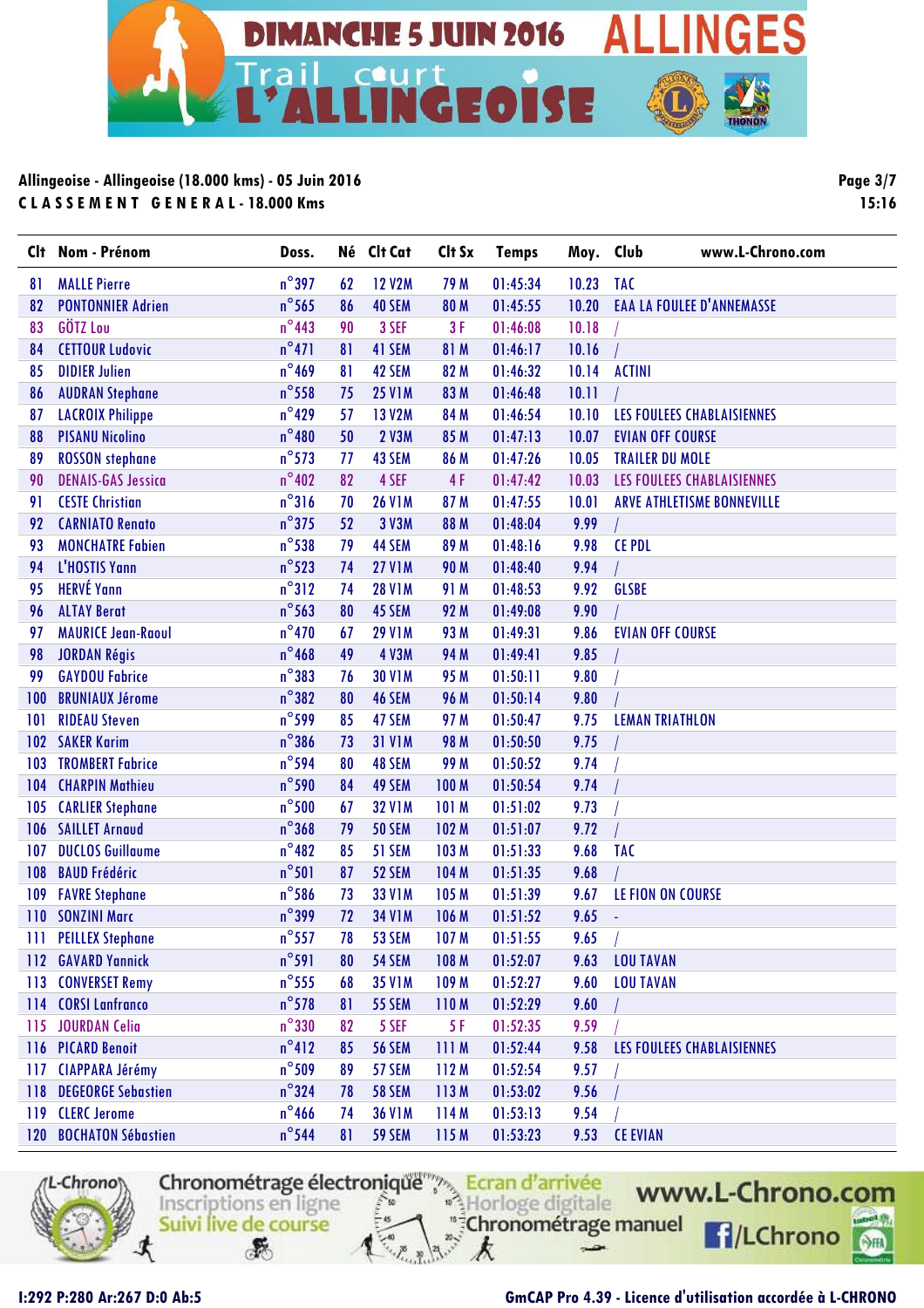Allingeoise - Allingeoise (18.000 kms) - 05 Juin 2016

CLASSEMENT GENERAL - 18.000 Kms

| Clt | Nom - Prénom | Doss. | Né | Clt Cat | Clt Sx | Temps | Moy. | Club |
|---|---|---|---|---|---|---|---|---|
| 81 | MALLE Pierre | n°397 | 62 | 12 V2M | 79 M | 01:45:34 | 10.23 | TAC |
| 82 | PONTONNIER Adrien | n°565 | 86 | 40 SEM | 80 M | 01:45:55 | 10.20 | EAA LA FOULEE D'ANNEMASSE |
| 83 | GÖTZ Lou | n°443 | 90 | 3 SEF | 3 F | 01:46:08 | 10.18 | / |
| 84 | CETTOUR Ludovic | n°471 | 81 | 41 SEM | 81 M | 01:46:17 | 10.16 | / |
| 85 | DIDIER Julien | n°469 | 81 | 42 SEM | 82 M | 01:46:32 | 10.14 | ACTINI |
| 86 | AUDRAN Stephane | n°558 | 75 | 25 V1M | 83 M | 01:46:48 | 10.11 | / |
| 87 | LACROIX Philippe | n°429 | 57 | 13 V2M | 84 M | 01:46:54 | 10.10 | LES FOULEES CHABLAISIENNES |
| 88 | PISANU Nicolino | n°480 | 50 | 2 V3M | 85 M | 01:47:13 | 10.07 | EVIAN OFF COURSE |
| 89 | ROSSON stephane | n°573 | 77 | 43 SEM | 86 M | 01:47:26 | 10.05 | TRAILER DU MOLE |
| 90 | DENAIS-GAS Jessica | n°402 | 82 | 4 SEF | 4 F | 01:47:42 | 10.03 | LES FOULEES CHABLAISIENNES |
| 91 | CESTE Christian | n°316 | 70 | 26 V1M | 87 M | 01:47:55 | 10.01 | ARVE ATHLETISME BONNEVILLE |
| 92 | CARNIATO Renato | n°375 | 52 | 3 V3M | 88 M | 01:48:04 | 9.99 | / |
| 93 | MONCHATRE Fabien | n°538 | 79 | 44 SEM | 89 M | 01:48:16 | 9.98 | CE PDL |
| 94 | L'HOSTIS Yann | n°523 | 74 | 27 V1M | 90 M | 01:48:40 | 9.94 | / |
| 95 | HERVÉ Yann | n°312 | 74 | 28 V1M | 91 M | 01:48:53 | 9.92 | GLSBE |
| 96 | ALTAY Berat | n°563 | 80 | 45 SEM | 92 M | 01:49:08 | 9.90 | / |
| 97 | MAURICE Jean-Raoul | n°470 | 67 | 29 V1M | 93 M | 01:49:31 | 9.86 | EVIAN OFF COURSE |
| 98 | JORDAN Régis | n°468 | 49 | 4 V3M | 94 M | 01:49:41 | 9.85 | / |
| 99 | GAYDOU Fabrice | n°383 | 76 | 30 V1M | 95 M | 01:50:11 | 9.80 | / |
| 100 | BRUNIAUX Jérome | n°382 | 80 | 46 SEM | 96 M | 01:50:14 | 9.80 | / |
| 101 | RIDEAU Steven | n°599 | 85 | 47 SEM | 97 M | 01:50:47 | 9.75 | LEMAN TRIATHLON |
| 102 | SAKER Karim | n°386 | 73 | 31 V1M | 98 M | 01:50:50 | 9.75 | / |
| 103 | TROMBERT Fabrice | n°594 | 80 | 48 SEM | 99 M | 01:50:52 | 9.74 | / |
| 104 | CHARPIN Mathieu | n°590 | 84 | 49 SEM | 100 M | 01:50:54 | 9.74 | / |
| 105 | CARLIER Stephane | n°500 | 67 | 32 V1M | 101 M | 01:51:02 | 9.73 | / |
| 106 | SAILLET Arnaud | n°368 | 79 | 50 SEM | 102 M | 01:51:07 | 9.72 | / |
| 107 | DUCLOS Guillaume | n°482 | 85 | 51 SEM | 103 M | 01:51:33 | 9.68 | TAC |
| 108 | BAUD Frédéric | n°501 | 87 | 52 SEM | 104 M | 01:51:35 | 9.68 | / |
| 109 | FAVRE Stephane | n°586 | 73 | 33 V1M | 105 M | 01:51:39 | 9.67 | LE FION ON COURSE |
| 110 | SONZINI Marc | n°399 | 72 | 34 V1M | 106 M | 01:51:52 | 9.65 | - |
| 111 | PEILLEX Stephane | n°557 | 78 | 53 SEM | 107 M | 01:51:55 | 9.65 | / |
| 112 | GAVARD Yannick | n°591 | 80 | 54 SEM | 108 M | 01:52:07 | 9.63 | LOU TAVAN |
| 113 | CONVERSET Remy | n°555 | 68 | 35 V1M | 109 M | 01:52:27 | 9.60 | LOU TAVAN |
| 114 | CORSI Lanfranco | n°578 | 81 | 55 SEM | 110 M | 01:52:29 | 9.60 | / |
| 115 | JOURDAN Celia | n°330 | 82 | 5 SEF | 5 F | 01:52:35 | 9.59 | / |
| 116 | PICARD Benoit | n°412 | 85 | 56 SEM | 111 M | 01:52:44 | 9.58 | LES FOULEES CHABLAISIENNES |
| 117 | CIAPPARA Jérémy | n°509 | 89 | 57 SEM | 112 M | 01:52:54 | 9.57 | / |
| 118 | DEGEORGE Sebastien | n°324 | 78 | 58 SEM | 113 M | 01:53:02 | 9.56 | / |
| 119 | CLERC Jerome | n°466 | 74 | 36 V1M | 114 M | 01:53:13 | 9.54 | / |
| 120 | BOCHATON Sébastien | n°544 | 81 | 59 SEM | 115 M | 01:53:23 | 9.53 | CE EVIAN |

I:292 P:280 Ar:267 D:0 Ab:5

GmCAP Pro 4.39 - Licence d'utilisation accordée à L-CHRONO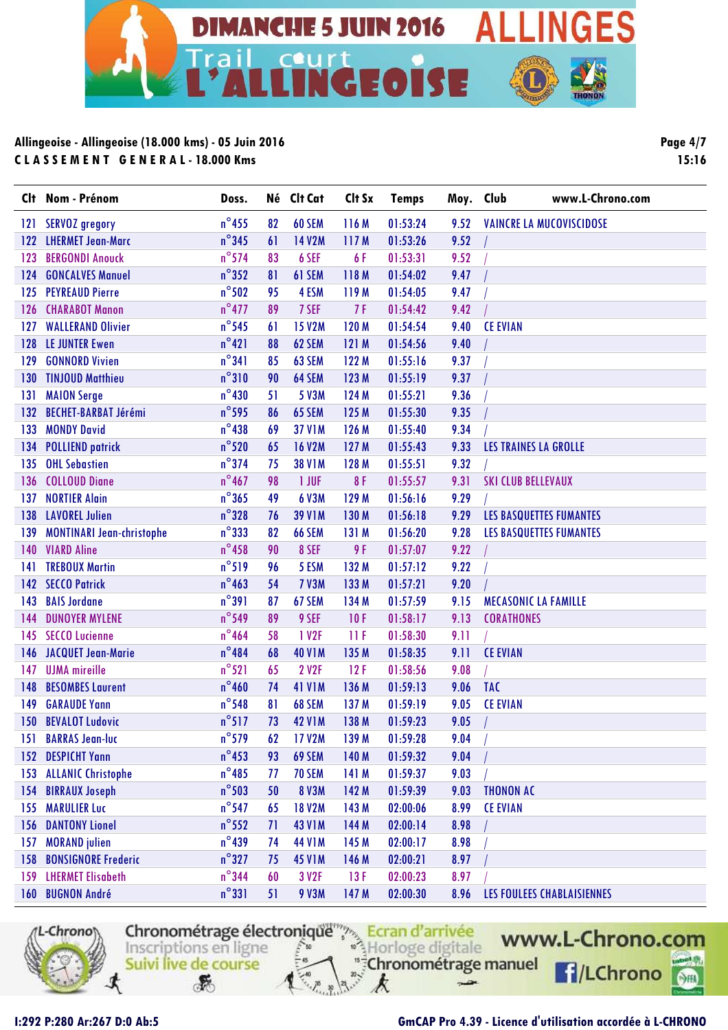# DIMANCHE 5 JUIN 2016 ALLINGES

## Trail court L'ALLINGEOISE

**Allingeoise - Allingeoise (18.000 kms) - 05 Juin 2016**

**CLASSEMENT GENERAL - 18.000 Kms**

**15:16**

| Clt | Nom - Prénom | Doss. | Né | Clt Cat | Clt Sx | Temps | Moy. | Club www.L-Chrono.com |
|---|---|---|---|---|---|---|---|---|
| 121 | SERVOZ gregory | n°455 | 82 | 60 SEM | 116 M | 01:53:24 | 9.52 | VAINCRE LA MUCOVISCIDOSE |
| 122 | LHERMET Jean-Marc | n°345 | 61 | 14 V2M | 117 M | 01:53:26 | 9.52 | / |
| 123 | BERGONDI Anouck | n°574 | 83 | 6 SEF | 6 F | 01:53:31 | 9.52 | / |
| 124 | GONCALVES Manuel | n°352 | 81 | 61 SEM | 118 M | 01:54:02 | 9.47 | / |
| 125 | PEYREAUD Pierre | n°502 | 95 | 4 ESM | 119 M | 01:54:05 | 9.47 | / |
| 126 | CHARABOT Manon | n°477 | 89 | 7 SEF | 7 F | 01:54:42 | 9.42 | / |
| 127 | WALLERAND Olivier | n°545 | 61 | 15 V2M | 120 M | 01:54:54 | 9.40 | CE EVIAN |
| 128 | LE JUNTER Ewen | n°421 | 88 | 62 SEM | 121 M | 01:54:56 | 9.40 | / |
| 129 | GONNORD Vivien | n°341 | 85 | 63 SEM | 122 M | 01:55:16 | 9.37 | / |
| 130 | TINJOUD Matthieu | n°310 | 90 | 64 SEM | 123 M | 01:55:19 | 9.37 | / |
| 131 | MAION Serge | n°430 | 51 | 5 V3M | 124 M | 01:55:21 | 9.36 | / |
| 132 | BECHET-BARBAT Jérémi | n°595 | 86 | 65 SEM | 125 M | 01:55:30 | 9.35 | / |
| 133 | MONDY David | n°438 | 69 | 37 V1M | 126 M | 01:55:40 | 9.34 | / |
| 134 | POLLIEND patrick | n°520 | 65 | 16 V2M | 127 M | 01:55:43 | 9.33 | LES TRAINES LA GROLLE |
| 135 | OHL Sebastien | n°374 | 75 | 38 V1M | 128 M | 01:55:51 | 9.32 | / |
| 136 | COLLOUD Diane | n°467 | 98 | 1 JUF | 8 F | 01:55:57 | 9.31 | SKI CLUB BELLEVAUX |
| 137 | NORTIER Alain | n°365 | 49 | 6 V3M | 129 M | 01:56:16 | 9.29 | / |
| 138 | LAVOREL Julien | n°328 | 76 | 39 V1M | 130 M | 01:56:18 | 9.29 | LES BASQUETTES FUMANTES |
| 139 | MONTINARI Jean-christophe | n°333 | 82 | 66 SEM | 131 M | 01:56:20 | 9.28 | LES BASQUETTES FUMANTES |
| 140 | VIARD Aline | n°458 | 90 | 8 SEF | 9 F | 01:57:07 | 9.22 | / |
| 141 | TREBOUX Martin | n°519 | 96 | 5 ESM | 132 M | 01:57:12 | 9.22 | / |
| 142 | SECCO Patrick | n°463 | 54 | 7 V3M | 133 M | 01:57:21 | 9.20 | / |
| 143 | BAIS Jordane | n°391 | 87 | 67 SEM | 134 M | 01:57:59 | 9.15 | MECASONIC LA FAMILLE |
| 144 | DUNOYER MYLENE | n°549 | 89 | 9 SEF | 10 F | 01:58:17 | 9.13 | CORATHONES |
| 145 | SECCO Lucienne | n°464 | 58 | 1 V2F | 11 F | 01:58:30 | 9.11 | / |
| 146 | JACQUET Jean-Marie | n°484 | 68 | 40 V1M | 135 M | 01:58:35 | 9.11 | CE EVIAN |
| 147 | UJMA mireille | n°521 | 65 | 2 V2F | 12 F | 01:58:56 | 9.08 | / |
| 148 | BESOMBES Laurent | n°460 | 74 | 41 V1M | 136 M | 01:59:13 | 9.06 | TAC |
| 149 | GARAUDE Yann | n°548 | 81 | 68 SEM | 137 M | 01:59:19 | 9.05 | CE EVIAN |
| 150 | BEVALOT Ludovic | n°517 | 73 | 42 V1M | 138 M | 01:59:23 | 9.05 | / |
| 151 | BARRAS Jean-luc | n°579 | 62 | 17 V2M | 139 M | 01:59:28 | 9.04 | / |
| 152 | DESPICHT Yann | n°453 | 93 | 69 SEM | 140 M | 01:59:32 | 9.04 | / |
| 153 | ALLANIC Christophe | n°485 | 77 | 70 SEM | 141 M | 01:59:37 | 9.03 | / |
| 154 | BIRRAUX Joseph | n°503 | 50 | 8 V3M | 142 M | 01:59:39 | 9.03 | THONON AC |
| 155 | MARULIER Luc | n°547 | 65 | 18 V2M | 143 M | 02:00:06 | 8.99 | CE EVIAN |
| 156 | DANTONY Lionel | n°552 | 71 | 43 V1M | 144 M | 02:00:14 | 8.98 | / |
| 157 | MORAND julien | n°439 | 74 | 44 V1M | 145 M | 02:00:17 | 8.98 | / |
| 158 | BONSIGNORE Frederic | n°327 | 75 | 45 V1M | 146 M | 02:00:21 | 8.97 | / |
| 159 | LHERMET Elisabeth | n°344 | 60 | 3 V2F | 13 F | 02:00:23 | 8.97 | / |
| 160 | BUGNON André | n°331 | 51 | 9 V3M | 147 M | 02:00:30 | 8.96 | LES FOULEES CHABLAISIENNES |

I:292 P:280 Ar:267 D:0 Ab:5

GmCAP Pro 4.39 - Licence d'utilisation accordée à L-CHRONO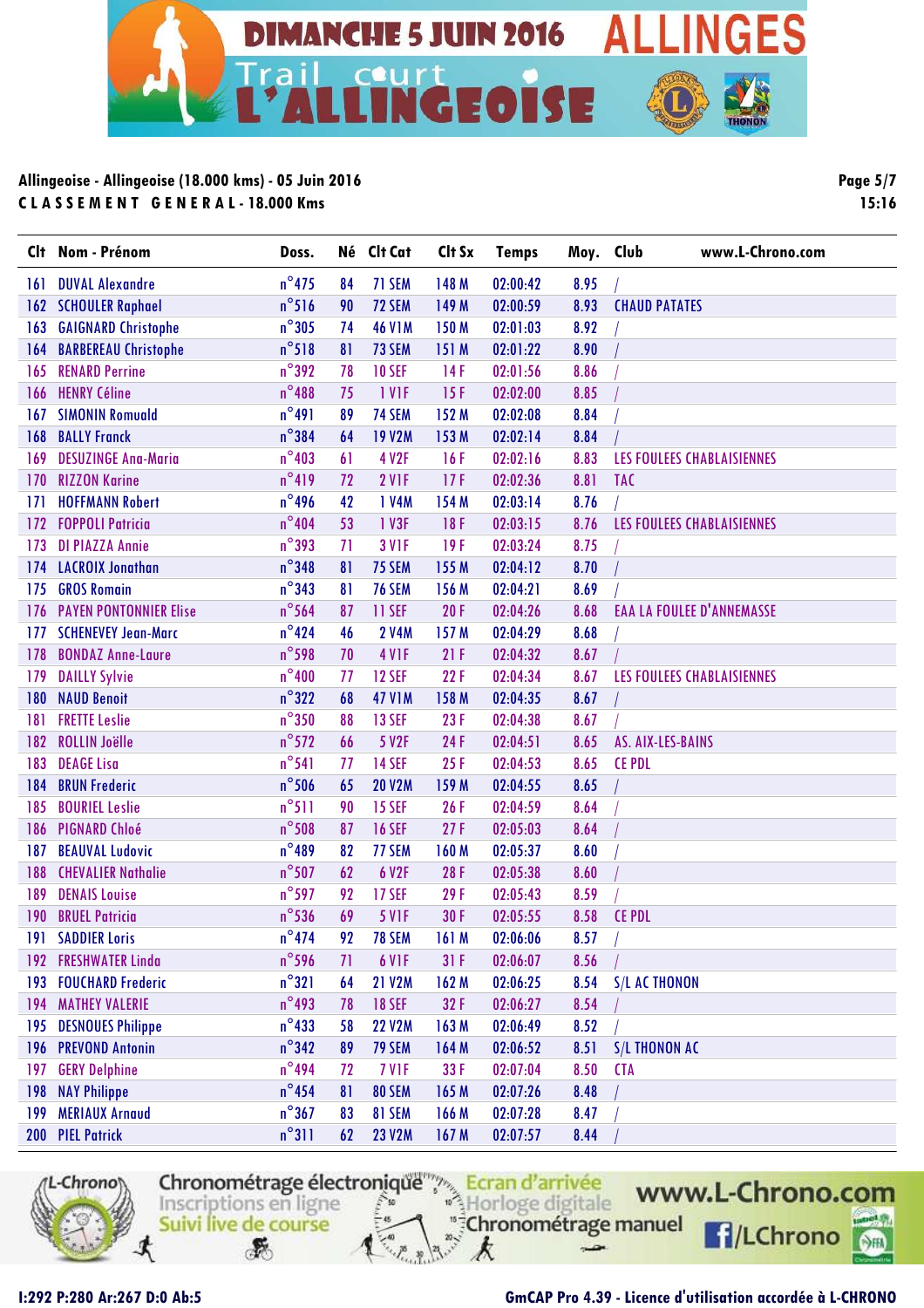DIMANCHE 5 JUIN 2016 ALLINGES

Trail court L'ALLINGEOISE

**Allingeoise - Allingeoise (18.000 kms) - 05 Juin 2016**

**C L A S S E M E N T   G E N E R A L - 18.000 Kms**

| Clt | Nom - Prénom | Doss. | Né | Clt Cat | Clt Sx | Temps | Moy. | Club www.L-Chrono.com |
|---|---|---|---|---|---|---|---|---|
| 161 | DUVAL Alexandre | n°475 | 84 | 71 SEM | 148 M | 02:00:42 | 8.95 | / |
| 162 | SCHOULER Raphael | n°516 | 90 | 72 SEM | 149 M | 02:00:59 | 8.93 | CHAUD PATATES |
| 163 | GAIGNARD Christophe | n°305 | 74 | 46 V1M | 150 M | 02:01:03 | 8.92 | / |
| 164 | BARBEREAU Christophe | n°518 | 81 | 73 SEM | 151 M | 02:01:22 | 8.90 | / |
| 165 | RENARD Perrine | n°392 | 78 | 10 SEF | 14 F | 02:01:56 | 8.86 | / |
| 166 | HENRY Céline | n°488 | 75 | 1 V1F | 15 F | 02:02:00 | 8.85 | / |
| 167 | SIMONIN Romuald | n°491 | 89 | 74 SEM | 152 M | 02:02:08 | 8.84 | / |
| 168 | BALLY Franck | n°384 | 64 | 19 V2M | 153 M | 02:02:14 | 8.84 | / |
| 169 | DESUZINGE Ana-Maria | n°403 | 61 | 4 V2F | 16 F | 02:02:16 | 8.83 | LES FOULEES CHABLAISIENNES |
| 170 | RIZZON Karine | n°419 | 72 | 2 V1F | 17 F | 02:02:36 | 8.81 | TAC |
| 171 | HOFFMANN Robert | n°496 | 42 | 1 V4M | 154 M | 02:03:14 | 8.76 | / |
| 172 | FOPPOLI Patricia | n°404 | 53 | 1 V3F | 18 F | 02:03:15 | 8.76 | LES FOULEES CHABLAISIENNES |
| 173 | DI PIAZZA Annie | n°393 | 71 | 3 V1F | 19 F | 02:03:24 | 8.75 | / |
| 174 | LACROIX Jonathan | n°348 | 81 | 75 SEM | 155 M | 02:04:12 | 8.70 | / |
| 175 | GROS Romain | n°343 | 81 | 76 SEM | 156 M | 02:04:21 | 8.69 | / |
| 176 | PAYEN PONTONNIER Elise | n°564 | 87 | 11 SEF | 20 F | 02:04:26 | 8.68 | EAA LA FOULEE D'ANNEMASSE |
| 177 | SCHENEVEY Jean-Marc | n°424 | 46 | 2 V4M | 157 M | 02:04:29 | 8.68 | / |
| 178 | BONDAZ Anne-Laure | n°598 | 70 | 4 V1F | 21 F | 02:04:32 | 8.67 | / |
| 179 | DAILLY Sylvie | n°400 | 77 | 12 SEF | 22 F | 02:04:34 | 8.67 | LES FOULEES CHABLAISIENNES |
| 180 | NAUD Benoit | n°322 | 68 | 47 V1M | 158 M | 02:04:35 | 8.67 | / |
| 181 | FRETTE Leslie | n°350 | 88 | 13 SEF | 23 F | 02:04:38 | 8.67 | / |
| 182 | ROLLIN Joëlle | n°572 | 66 | 5 V2F | 24 F | 02:04:51 | 8.65 | AS. AIX-LES-BAINS |
| 183 | DEAGE Lisa | n°541 | 77 | 14 SEF | 25 F | 02:04:53 | 8.65 | CE PDL |
| 184 | BRUN Frederic | n°506 | 65 | 20 V2M | 159 M | 02:04:55 | 8.65 | / |
| 185 | BOURIEL Leslie | n°511 | 90 | 15 SEF | 26 F | 02:04:59 | 8.64 | / |
| 186 | PIGNARD Chloé | n°508 | 87 | 16 SEF | 27 F | 02:05:03 | 8.64 | / |
| 187 | BEAUVAL Ludovic | n°489 | 82 | 77 SEM | 160 M | 02:05:37 | 8.60 | / |
| 188 | CHEVALIER Nathalie | n°507 | 62 | 6 V2F | 28 F | 02:05:38 | 8.60 | / |
| 189 | DENAIS Louise | n°597 | 92 | 17 SEF | 29 F | 02:05:43 | 8.59 | / |
| 190 | BRUEL Patricia | n°536 | 69 | 5 V1F | 30 F | 02:05:55 | 8.58 | CE PDL |
| 191 | SADDIER Loris | n°474 | 92 | 78 SEM | 161 M | 02:06:06 | 8.57 | / |
| 192 | FRESHWATER Linda | n°596 | 71 | 6 V1F | 31 F | 02:06:07 | 8.56 | / |
| 193 | FOUCHARD Frederic | n°321 | 64 | 21 V2M | 162 M | 02:06:25 | 8.54 | S/L AC THONON |
| 194 | MATHEY VALERIE | n°493 | 78 | 18 SEF | 32 F | 02:06:27 | 8.54 | / |
| 195 | DESNOUES Philippe | n°433 | 58 | 22 V2M | 163 M | 02:06:49 | 8.52 | / |
| 196 | PREVOND Antonin | n°342 | 89 | 79 SEM | 164 M | 02:06:52 | 8.51 | S/L THONON AC |
| 197 | GERY Delphine | n°494 | 72 | 7 V1F | 33 F | 02:07:04 | 8.50 | CTA |
| 198 | NAY Philippe | n°454 | 81 | 80 SEM | 165 M | 02:07:26 | 8.48 | / |
| 199 | MERIAUX Arnaud | n°367 | 83 | 81 SEM | 166 M | 02:07:28 | 8.47 | / |
| 200 | PIEL Patrick | n°311 | 62 | 23 V2M | 167 M | 02:07:57 | 8.44 | / |

Chronométrage électronique · Inscriptions en ligne · Suivi live de course · Ecran d'arrivée · Horloge digitale · Chronométrage manuel · www.L-Chrono.com · /LChrono

I:292 P:280 Ar:267 D:0 Ab:5

GmCAP Pro 4.39 - Licence d'utilisation accordée à L-CHRONO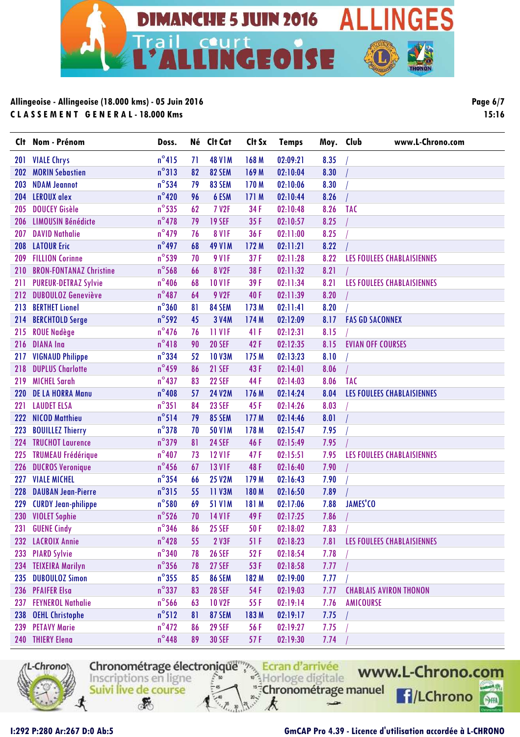# DIMANCHE 5 JUIN 2016 ALLINGES

## Trail court L'ALLINGEOISE

**Allingeoise - Allingeoise (18.000 kms) - 05 Juin 2016**

**CLASSEMENT GENERAL - 18.000 Kms**

15:16

| Clt | Nom - Prénom | Doss. | Né | Clt Cat | Clt Sx | Temps | Moy. | Club | www.L-Chrono.com |
|---|---|---|---|---|---|---|---|---|---|
| 201 | VIALE Chrys | n°415 | 71 | 48 V1M | 168 M | 02:09:21 | 8.35 | / | |
| 202 | MORIN Sebastien | n°313 | 82 | 82 SEM | 169 M | 02:10:04 | 8.30 | / | |
| 203 | NDAM Jeannot | n°534 | 79 | 83 SEM | 170 M | 02:10:06 | 8.30 | / | |
| 204 | LEROUX alex | n°420 | 96 | 6 ESM | 171 M | 02:10:44 | 8.26 | / | |
| 205 | DOUCEY Gisèle | n°535 | 62 | 7 V2F | 34 F | 02:10:48 | 8.26 | TAC | |
| 206 | LIMOUSIN Bénédicte | n°478 | 79 | 19 SEF | 35 F | 02:10:57 | 8.25 | / | |
| 207 | DAVID Nathalie | n°479 | 76 | 8 V1F | 36 F | 02:11:00 | 8.25 | / | |
| 208 | LATOUR Eric | n°497 | 68 | 49 V1M | 172 M | 02:11:21 | 8.22 | / | |
| 209 | FILLION Corinne | n°539 | 70 | 9 V1F | 37 F | 02:11:28 | 8.22 | LES FOULEES CHABLAISIENNES | |
| 210 | BRON-FONTANAZ Christine | n°568 | 66 | 8 V2F | 38 F | 02:11:32 | 8.21 | / | |
| 211 | PUREUR-DETRAZ Sylvie | n°406 | 68 | 10 V1F | 39 F | 02:11:34 | 8.21 | LES FOULEES CHABLAISIENNES | |
| 212 | DUBOULOZ Geneviève | n°487 | 64 | 9 V2F | 40 F | 02:11:39 | 8.20 | / | |
| 213 | BERTHET Lionel | n°360 | 81 | 84 SEM | 173 M | 02:11:41 | 8.20 | / | |
| 214 | BERCHTOLD Serge | n°592 | 45 | 3 V4M | 174 M | 02:12:09 | 8.17 | FAS GD SACONNEX | |
| 215 | ROUE Nadège | n°476 | 76 | 11 V1F | 41 F | 02:12:31 | 8.15 | / | |
| 216 | DIANA Ina | n°418 | 90 | 20 SEF | 42 F | 02:12:35 | 8.15 | EVIAN OFF COURSES | |
| 217 | VIGNAUD Philippe | n°334 | 52 | 10 V3M | 175 M | 02:13:23 | 8.10 | / | |
| 218 | DUPLUS Charlotte | n°459 | 86 | 21 SEF | 43 F | 02:14:01 | 8.06 | / | |
| 219 | MICHEL Sarah | n°437 | 83 | 22 SEF | 44 F | 02:14:03 | 8.06 | TAC | |
| 220 | DE LA HORRA Manu | n°408 | 57 | 24 V2M | 176 M | 02:14:24 | 8.04 | LES FOULEES CHABLAISIENNES | |
| 221 | LAUDET ELSA | n°351 | 84 | 23 SEF | 45 F | 02:14:26 | 8.03 | / | |
| 222 | NICOD Matthieu | n°514 | 79 | 85 SEM | 177 M | 02:14:46 | 8.01 | / | |
| 223 | BOUILLEZ Thierry | n°378 | 70 | 50 V1M | 178 M | 02:15:47 | 7.95 | / | |
| 224 | TRUCHOT Laurence | n°379 | 81 | 24 SEF | 46 F | 02:15:49 | 7.95 | / | |
| 225 | TRUMEAU Frédérique | n°407 | 73 | 12 V1F | 47 F | 02:15:51 | 7.95 | LES FOULEES CHABLAISIENNES | |
| 226 | DUCROS Veronique | n°456 | 67 | 13 V1F | 48 F | 02:16:40 | 7.90 | / | |
| 227 | VIALE MICHEL | n°354 | 66 | 25 V2M | 179 M | 02:16:43 | 7.90 | / | |
| 228 | DAUBAN Jean-Pierre | n°315 | 55 | 11 V3M | 180 M | 02:16:50 | 7.89 | / | |
| 229 | CURDY Jean-philippe | n°580 | 69 | 51 V1M | 181 M | 02:17:06 | 7.88 | JAMES'CO | |
| 230 | VIOLET Sophie | n°526 | 70 | 14 V1F | 49 F | 02:17:25 | 7.86 | / | |
| 231 | GUENE Cindy | n°346 | 86 | 25 SEF | 50 F | 02:18:02 | 7.83 | / | |
| 232 | LACROIX Annie | n°428 | 55 | 2 V3F | 51 F | 02:18:23 | 7.81 | LES FOULEES CHABLAISIENNES | |
| 233 | PIARD Sylvie | n°340 | 78 | 26 SEF | 52 F | 02:18:54 | 7.78 | / | |
| 234 | TEIXEIRA Marilyn | n°356 | 78 | 27 SEF | 53 F | 02:18:58 | 7.77 | / | |
| 235 | DUBOULOZ Simon | n°355 | 85 | 86 SEM | 182 M | 02:19:00 | 7.77 | / | |
| 236 | PFAIFER Elsa | n°337 | 83 | 28 SEF | 54 F | 02:19:03 | 7.77 | CHABLAIS AVIRON THONON | |
| 237 | FEYNEROL Nathalie | n°566 | 63 | 10 V2F | 55 F | 02:19:14 | 7.76 | AMICOURSE | |
| 238 | OEHL Christophe | n°512 | 81 | 87 SEM | 183 M | 02:19:17 | 7.75 | / | |
| 239 | PETAVY Marie | n°472 | 86 | 29 SEF | 56 F | 02:19:27 | 7.75 | / | |
| 240 | THIERY Elena | n°448 | 89 | 30 SEF | 57 F | 02:19:30 | 7.74 | / | |

Chronométrage électronique · Inscriptions en ligne · Suivi live de course · Ecran d'arrivée · Horloge digitale · Chronométrage manuel · www.L-Chrono.com · /LChrono

I:292 P:280 Ar:267 D:0 Ab:5

GmCAP Pro 4.39 - Licence d'utilisation accordée à L-CHRONO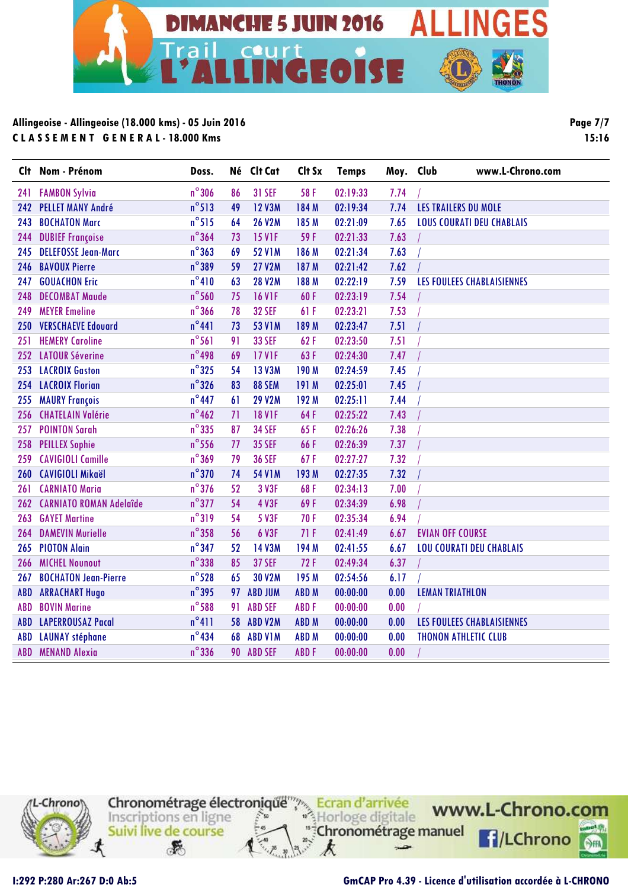DIMANCHE 5 JUIN 2016 ALLINGES

Trail court L'ALLINGEOISE

**Allingeoise - Allingeoise (18.000 kms) - 05 Juin 2016**

**C L A S S E M E N T   G E N E R A L - 18.000 Kms**

15:16

| Clt | Nom - Prénom | Doss. | Né | Clt Cat | Clt Sx | Temps | Moy. | Club www.L-Chrono.com |
|---|---|---|---|---|---|---|---|---|
| 241 | FAMBON Sylvia | n°306 | 86 | 31 SEF | 58 F | 02:19:33 | 7.74 | / |
| 242 | PELLET MANY André | n°513 | 49 | 12 V3M | 184 M | 02:19:34 | 7.74 | LES TRAILERS DU MOLE |
| 243 | BOCHATON Marc | n°515 | 64 | 26 V2M | 185 M | 02:21:09 | 7.65 | LOUS COURATI DEU CHABLAIS |
| 244 | DUBIEF Françoise | n°364 | 73 | 15 V1F | 59 F | 02:21:33 | 7.63 | / |
| 245 | DELEFOSSE Jean-Marc | n°363 | 69 | 52 V1M | 186 M | 02:21:34 | 7.63 | / |
| 246 | BAVOUX Pierre | n°389 | 59 | 27 V2M | 187 M | 02:21:42 | 7.62 | / |
| 247 | GOUACHON Eric | n°410 | 63 | 28 V2M | 188 M | 02:22:19 | 7.59 | LES FOULEES CHABLAISIENNES |
| 248 | DECOMBAT Maude | n°560 | 75 | 16 V1F | 60 F | 02:23:19 | 7.54 | / |
| 249 | MEYER Emeline | n°366 | 78 | 32 SEF | 61 F | 02:23:21 | 7.53 | / |
| 250 | VERSCHAEVE Edouard | n°441 | 73 | 53 V1M | 189 M | 02:23:47 | 7.51 | / |
| 251 | HEMERY Caroline | n°561 | 91 | 33 SEF | 62 F | 02:23:50 | 7.51 | / |
| 252 | LATOUR Séverine | n°498 | 69 | 17 V1F | 63 F | 02:24:30 | 7.47 | / |
| 253 | LACROIX Gaston | n°325 | 54 | 13 V3M | 190 M | 02:24:59 | 7.45 | / |
| 254 | LACROIX Florian | n°326 | 83 | 88 SEM | 191 M | 02:25:01 | 7.45 | / |
| 255 | MAURY François | n°447 | 61 | 29 V2M | 192 M | 02:25:11 | 7.44 | / |
| 256 | CHATELAIN Valérie | n°462 | 71 | 18 V1F | 64 F | 02:25:22 | 7.43 | / |
| 257 | POINTON Sarah | n°335 | 87 | 34 SEF | 65 F | 02:26:26 | 7.38 | / |
| 258 | PEILLEX Sophie | n°556 | 77 | 35 SEF | 66 F | 02:26:39 | 7.37 | / |
| 259 | CAVIGIOLI Camille | n°369 | 79 | 36 SEF | 67 F | 02:27:27 | 7.32 | / |
| 260 | CAVIGIOLI Mikaël | n°370 | 74 | 54 V1M | 193 M | 02:27:35 | 7.32 | / |
| 261 | CARNIATO Maria | n°376 | 52 | 3 V3F | 68 F | 02:34:13 | 7.00 | / |
| 262 | CARNIATO ROMAN Adelaîde | n°377 | 54 | 4 V3F | 69 F | 02:34:39 | 6.98 | / |
| 263 | GAYET Martine | n°319 | 54 | 5 V3F | 70 F | 02:35:34 | 6.94 | / |
| 264 | DAMEVIN Murielle | n°358 | 56 | 6 V3F | 71 F | 02:41:49 | 6.67 | EVIAN OFF COURSE |
| 265 | PIOTON Alain | n°347 | 52 | 14 V3M | 194 M | 02:41:55 | 6.67 | LOU COURATI DEU CHABLAIS |
| 266 | MICHEL Nounout | n°338 | 85 | 37 SEF | 72 F | 02:49:34 | 6.37 | / |
| 267 | BOCHATON Jean-Pierre | n°528 | 65 | 30 V2M | 195 M | 02:54:56 | 6.17 | / |
| ABD | ARRACHART Hugo | n°395 | 97 | ABD JUM | ABD M | 00:00:00 | 0.00 | LEMAN TRIATHLON |
| ABD | BOVIN Marine | n°588 | 91 | ABD SEF | ABD F | 00:00:00 | 0.00 | / |
| ABD | LAPERROUSAZ Pacal | n°411 | 58 | ABD V2M | ABD M | 00:00:00 | 0.00 | LES FOULEES CHABLAISIENNES |
| ABD | LAUNAY stéphane | n°434 | 68 | ABD V1M | ABD M | 00:00:00 | 0.00 | THONON ATHLETIC CLUB |
| ABD | MENAND Alexia | n°336 | 90 | ABD SEF | ABD F | 00:00:00 | 0.00 | / |

Chronométrage électronique · Inscriptions en ligne · Suivi live de course · Ecran d'arrivée · Horloge digitale · Chronométrage manuel · www.L-Chrono.com · /LChrono

I:292 P:280 Ar:267 D:0 Ab:5

GmCAP Pro 4.39 - Licence d'utilisation accordée à L-CHRONO